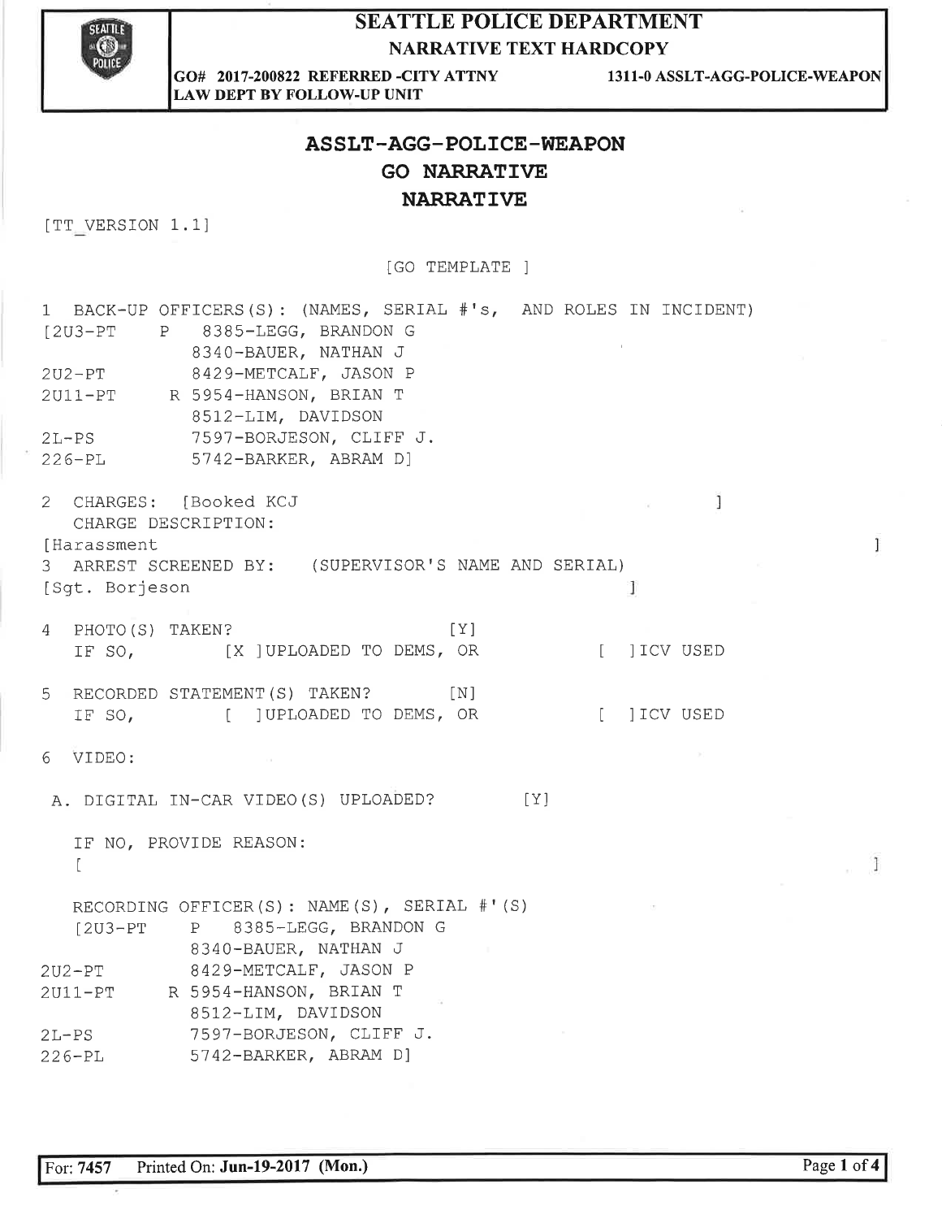# SEATTLE POLICE DEPARTMENT

## NARRATIVE TEXT HARDCOPY

**GO# 2017-200822 REFERRED -CITY ATTNY LAW DEPT BY FOLLOW-UP UNIT** **1311-0 ASSLT-AGG-POLICE-WEAPON**

## ASSLT-AGG-POLICE-WEAPON
## GO NARRATIVE
## NARRATIVE

```
[TT_VERSION 1.1]

                              [GO TEMPLATE ]

1  BACK-UP OFFICERS(S): (NAMES, SERIAL #'s,  AND ROLES IN INCIDENT)
[2U3-PT     P   8385-LEGG, BRANDON G
                8340-BAUER, NATHAN J
2U2-PT          8429-METCALF, JASON P
2U11-PT       R 5954-HANSON, BRIAN T
                8512-LIM, DAVIDSON
2L-PS           7597-BORJESON, CLIFF J.
226-PL          5742-BARKER, ABRAM D]

2  CHARGES:  [Booked KCJ                                              ]
   CHARGE DESCRIPTION:
[Harassment                                                                  ]
3  ARREST SCREENED BY:   (SUPERVISOR'S NAME AND SERIAL)
[Sgt. Borjeson                                                   ]

4  PHOTO(S) TAKEN?                       [Y]
   IF SO,          [X ]UPLOADED TO DEMS, OR            [  ]ICV USED

5  RECORDED STATEMENT(S) TAKEN?          [N]
   IF SO,          [  ]UPLOADED TO DEMS, OR            [  ]ICV USED

6  VIDEO:

 A. DIGITAL IN-CAR VIDEO(S) UPLOADED?          [Y]

   IF NO, PROVIDE REASON:
   [                                                                         ]

   RECORDING OFFICER(S): NAME(S), SERIAL #'(S)
   [2U3-PT     P   8385-LEGG, BRANDON G
               8340-BAUER, NATHAN J
2U2-PT         8429-METCALF, JASON P
2U11-PT      R 5954-HANSON, BRIAN T
               8512-LIM, DAVIDSON
2L-PS          7597-BORJESON, CLIFF J.
226-PL         5742-BARKER, ABRAM D]
```

For: 7457 Printed On: Jun-19-2017 (Mon.)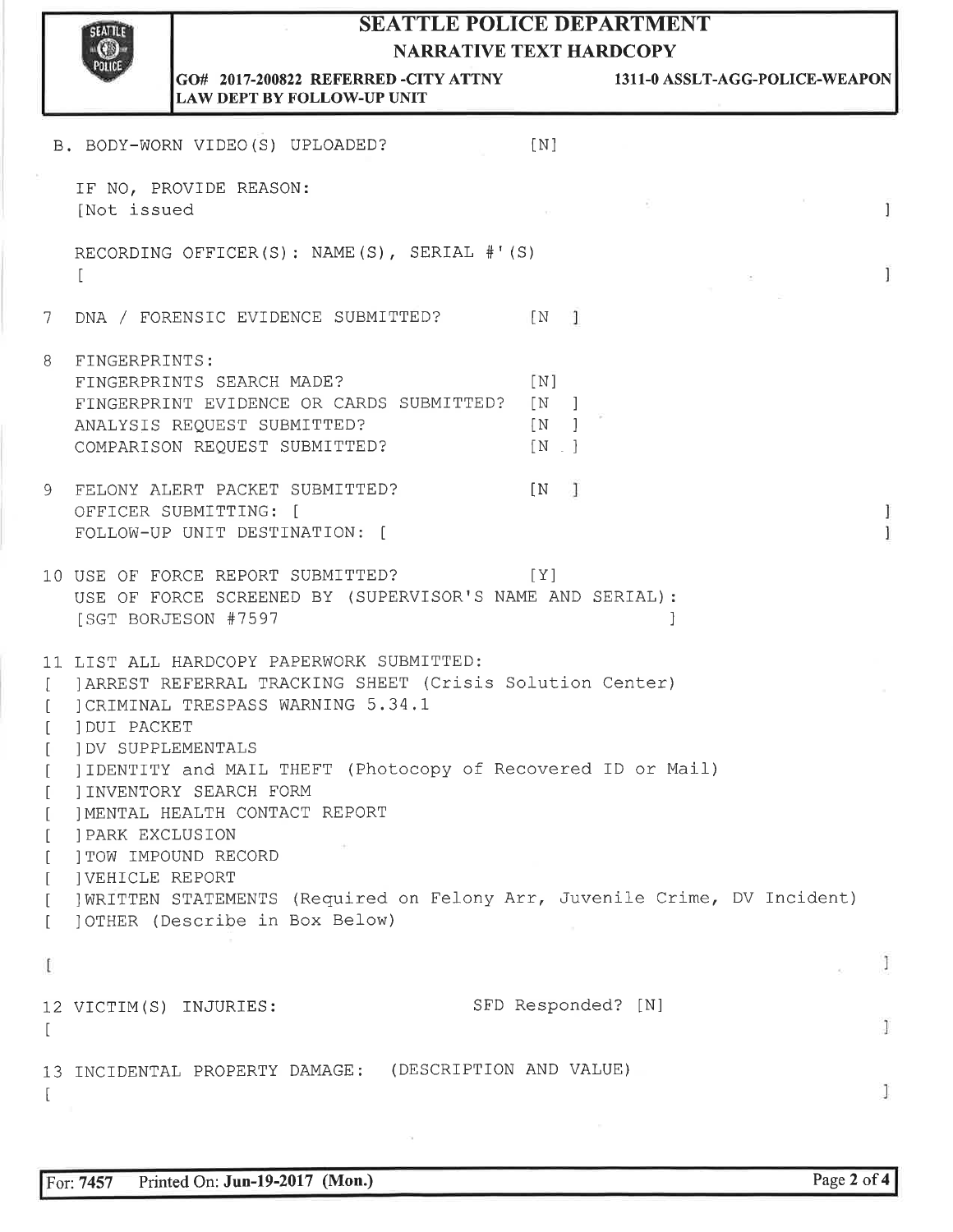# SEATTLE POLICE DEPARTMENT
## NARRATIVE TEXT HARDCOPY

**GO# 2017-200822 REFERRED -CITY ATTNY LAW DEPT BY FOLLOW-UP UNIT** **1311-0 ASSLT-AGG-POLICE-WEAPON**

```
B. BODY-WORN VIDEO(S) UPLOADED?              [N]

   IF NO, PROVIDE REASON:
   [Not issued                                                    ]

   RECORDING OFFICER(S): NAME(S), SERIAL #'(S)
   [                                                              ]

7  DNA / FORENSIC EVIDENCE SUBMITTED?        [N  ]

8  FINGERPRINTS:
   FINGERPRINTS SEARCH MADE?                 [N]
   FINGERPRINT EVIDENCE OR CARDS SUBMITTED?  [N  ]
   ANALYSIS REQUEST SUBMITTED?               [N  ]
   COMPARISON REQUEST SUBMITTED?             [N  ]

9  FELONY ALERT PACKET SUBMITTED?            [N  ]
   OFFICER SUBMITTING: [                                          ]
   FOLLOW-UP UNIT DESTINATION: [                                  ]

10 USE OF FORCE REPORT SUBMITTED?            [Y]
   USE OF FORCE SCREENED BY (SUPERVISOR'S NAME AND SERIAL):
   [SGT BORJESON #7597                                  ]

11 LIST ALL HARDCOPY PAPERWORK SUBMITTED:
[  ]ARREST REFERRAL TRACKING SHEET (Crisis Solution Center)
[  ]CRIMINAL TRESPASS WARNING 5.34.1
[  ]DUI PACKET
[  ]DV SUPPLEMENTALS
[  ]IDENTITY and MAIL THEFT (Photocopy of Recovered ID or Mail)
[  ]INVENTORY SEARCH FORM
[  ]MENTAL HEALTH CONTACT REPORT
[  ]PARK EXCLUSION
[  ]TOW IMPOUND RECORD
[  ]VEHICLE REPORT
[  ]WRITTEN STATEMENTS (Required on Felony Arr, Juvenile Crime, DV Incident)
[  ]OTHER (Describe in Box Below)

[                                                                 ]

12 VICTIM(S) INJURIES:                  SFD Responded? [N]
[                                                                 ]

13 INCIDENTAL PROPERTY DAMAGE:  (DESCRIPTION AND VALUE)
[                                                                 ]
```

For: 7457 Printed On: Jun-19-2017 (Mon.)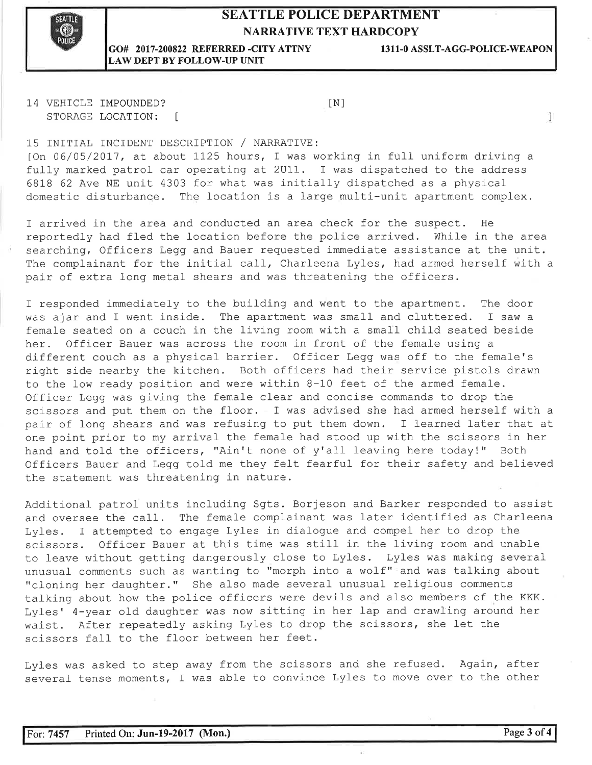# SEATTLE POLICE DEPARTMENT

## NARRATIVE TEXT HARDCOPY

**GO# 2017-200822 REFERRED -CITY ATTNY LAW DEPT BY FOLLOW-UP UNIT** **1311-0 ASSLT-AGG-POLICE-WEAPON**

14 VEHICLE IMPOUNDED? [N]
STORAGE LOCATION: [ ]

15 INITIAL INCIDENT DESCRIPTION / NARRATIVE:

[On 06/05/2017, at about 1125 hours, I was working in full uniform driving a fully marked patrol car operating at 2U11. I was dispatched to the address 6818 62 Ave NE unit 4303 for what was initially dispatched as a physical domestic disturbance. The location is a large multi-unit apartment complex.

I arrived in the area and conducted an area check for the suspect. He reportedly had fled the location before the police arrived. While in the area searching, Officers Legg and Bauer requested immediate assistance at the unit. The complainant for the initial call, Charleena Lyles, had armed herself with a pair of extra long metal shears and was threatening the officers.

I responded immediately to the building and went to the apartment. The door was ajar and I went inside. The apartment was small and cluttered. I saw a female seated on a couch in the living room with a small child seated beside her. Officer Bauer was across the room in front of the female using a different couch as a physical barrier. Officer Legg was off to the female's right side nearby the kitchen. Both officers had their service pistols drawn to the low ready position and were within 8-10 feet of the armed female. Officer Legg was giving the female clear and concise commands to drop the scissors and put them on the floor. I was advised she had armed herself with a pair of long shears and was refusing to put them down. I learned later that at one point prior to my arrival the female had stood up with the scissors in her hand and told the officers, "Ain't none of y'all leaving here today!" Both Officers Bauer and Legg told me they felt fearful for their safety and believed the statement was threatening in nature.

Additional patrol units including Sgts. Borjeson and Barker responded to assist and oversee the call. The female complainant was later identified as Charleena Lyles. I attempted to engage Lyles in dialogue and compel her to drop the scissors. Officer Bauer at this time was still in the living room and unable to leave without getting dangerously close to Lyles. Lyles was making several unusual comments such as wanting to "morph into a wolf" and was talking about "cloning her daughter." She also made several unusual religious comments talking about how the police officers were devils and also members of the KKK. Lyles' 4-year old daughter was now sitting in her lap and crawling around her waist. After repeatedly asking Lyles to drop the scissors, she let the scissors fall to the floor between her feet.

Lyles was asked to step away from the scissors and she refused. Again, after several tense moments, I was able to convince Lyles to move over to the other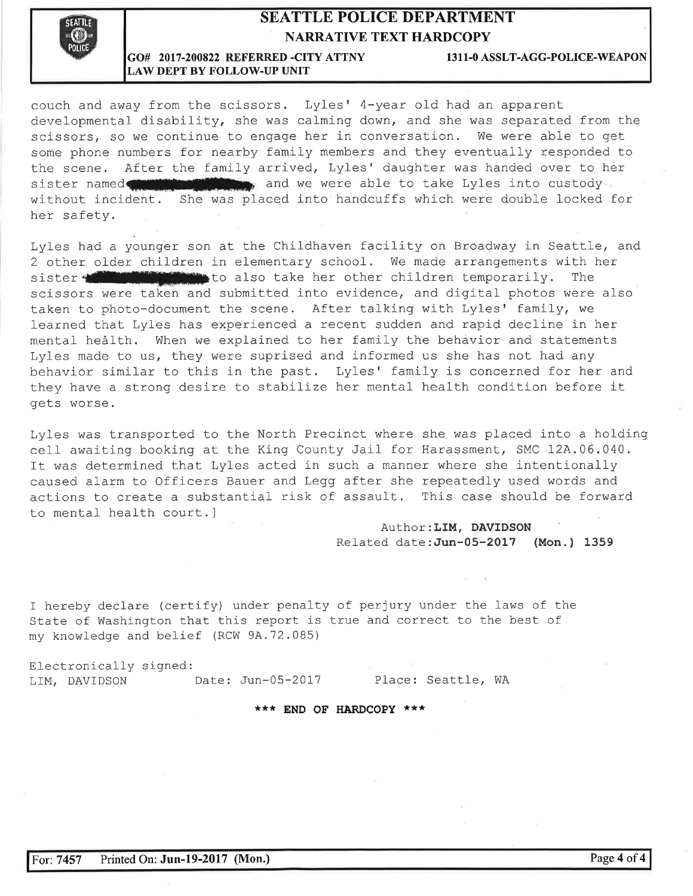# SEATTLE POLICE DEPARTMENT

## NARRATIVE TEXT HARDCOPY

**GO# 2017-200822 REFERRED -CITY ATTNY LAW DEPT BY FOLLOW-UP UNIT** **1311-0 ASSLT-AGG-POLICE-WEAPON**

couch and away from the scissors. Lyles' 4-year old had an apparent developmental disability, she was calming down, and she was separated from the scissors, so we continue to engage her in conversation. We were able to get some phone numbers for nearby family members and they eventually responded to the scene. After the family arrived, Lyles' daughter was handed over to her sister named [redacted], and we were able to take Lyles into custody without incident. She was placed into handcuffs which were double locked for her safety.

Lyles had a younger son at the Childhaven facility on Broadway in Seattle, and 2 other older children in elementary school. We made arrangements with her sister [redacted] to also take her other children temporarily. The scissors were taken and submitted into evidence, and digital photos were also taken to photo-document the scene. After talking with Lyles' family, we learned that Lyles has experienced a recent sudden and rapid decline in her mental health. When we explained to her family the behavior and statements Lyles made to us, they were suprised and informed us she has not had any behavior similar to this in the past. Lyles' family is concerned for her and they have a strong desire to stabilize her mental health condition before it gets worse.

Lyles was transported to the North Precinct where she was placed into a holding cell awaiting booking at the King County Jail for Harassment, SMC 12A.06.040. It was determined that Lyles acted in such a manner where she intentionally caused alarm to Officers Bauer and Legg after she repeatedly used words and actions to create a substantial risk of assault. This case should be forward to mental health court.]

Author:**LIM, DAVIDSON**
Related date:**Jun-05-2017 (Mon.) 1359**

I hereby declare (certify) under penalty of perjury under the laws of the State of Washington that this report is true and correct to the best of my knowledge and belief (RCW 9A.72.085)

Electronically signed:
LIM, DAVIDSON Date: Jun-05-2017 Place: Seattle, WA

**\*\*\* END OF HARDCOPY \*\*\***

For: 7457 Printed On: Jun-19-2017 (Mon.)